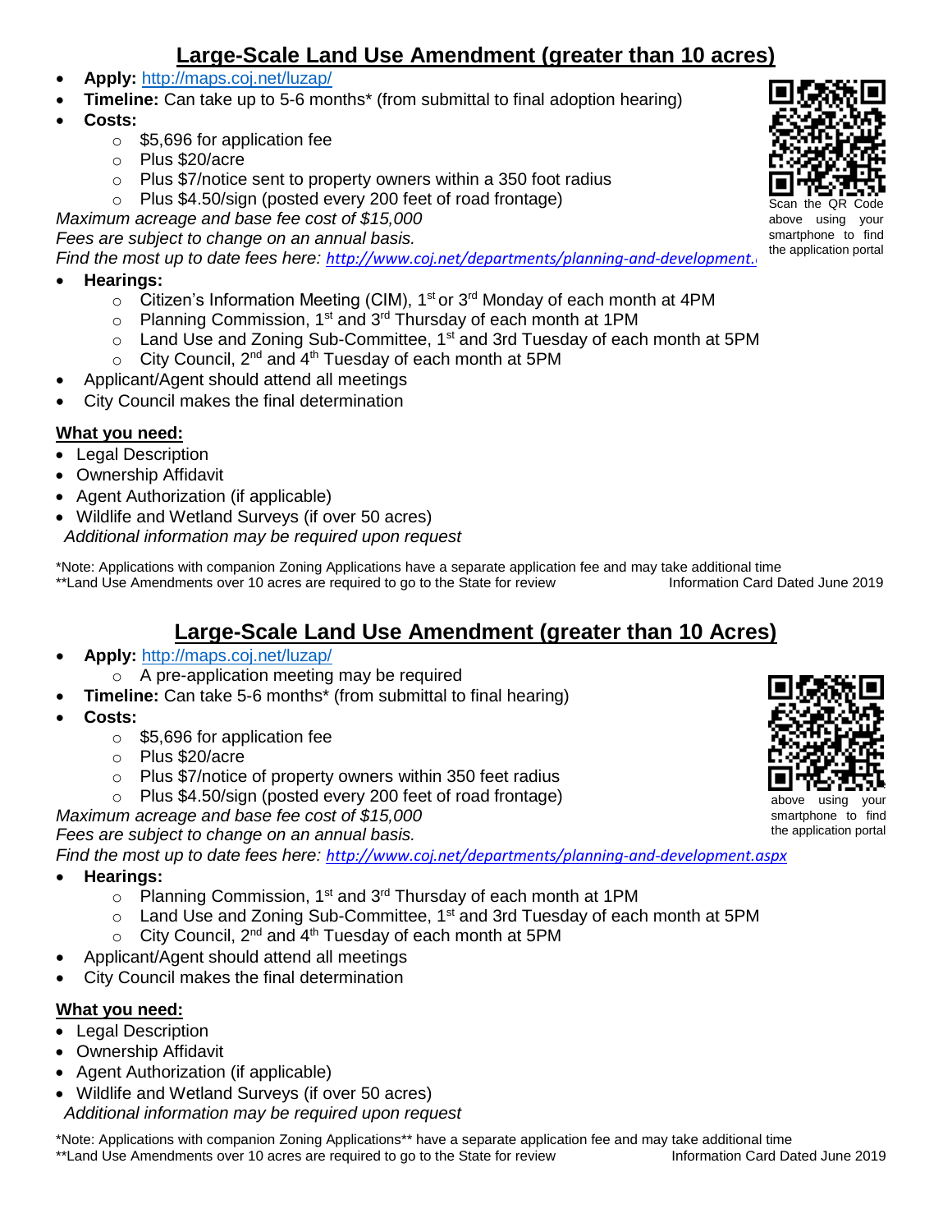## Large-Scale Land Use Amendment (greater than 10 acres)

- **Apply:** http://maps.coj.net/luzap/
- **Timeline:** Can take up to 5-6 months* (from submittal to final adoption hearing)
- **Costs:**
  - $5,696 for application fee
  - Plus $20/acre
  - Plus $7/notice sent to property owners within a 350 foot radius
  - Plus $4.50/sign (posted every 200 feet of road frontage)

*Maximum acreage and base fee cost of $15,000*
*Fees are subject to change on an annual basis.*
*Find the most up to date fees here:* http://www.coj.net/departments/planning-and-development.

Scan the QR Code above using your smartphone to find the application portal

- **Hearings:**
  - Citizen's Information Meeting (CIM), 1st or 3rd Monday of each month at 4PM
  - Planning Commission, 1st and 3rd Thursday of each month at 1PM
  - Land Use and Zoning Sub-Committee, 1st and 3rd Tuesday of each month at 5PM
  - City Council, 2nd and 4th Tuesday of each month at 5PM
- Applicant/Agent should attend all meetings
- City Council makes the final determination

**What you need:**

- Legal Description
- Ownership Affidavit
- Agent Authorization (if applicable)
- Wildlife and Wetland Surveys (if over 50 acres)

*Additional information may be required upon request*

*Note: Applications with companion Zoning Applications have a separate application fee and may take additional time
**Land Use Amendments over 10 acres are required to go to the State for review Information Card Dated June 2019

## Large-Scale Land Use Amendment (greater than 10 Acres)

- **Apply:** http://maps.coj.net/luzap/
  - A pre-application meeting may be required
- **Timeline:** Can take 5-6 months* (from submittal to final hearing)
- **Costs:**
  - $5,696 for application fee
  - Plus $20/acre
  - Plus $7/notice of property owners within 350 feet radius
  - Plus $4.50/sign (posted every 200 feet of road frontage)

*Maximum acreage and base fee cost of $15,000*
*Fees are subject to change on an annual basis.*
*Find the most up to date fees here:* http://www.coj.net/departments/planning-and-development.aspx

above using your smartphone to find the application portal

- **Hearings:**
  - Planning Commission, 1st and 3rd Thursday of each month at 1PM
  - Land Use and Zoning Sub-Committee, 1st and 3rd Tuesday of each month at 5PM
  - City Council, 2nd and 4th Tuesday of each month at 5PM
- Applicant/Agent should attend all meetings
- City Council makes the final determination

**What you need:**

- Legal Description
- Ownership Affidavit
- Agent Authorization (if applicable)
- Wildlife and Wetland Surveys (if over 50 acres)

*Additional information may be required upon request*

*Note: Applications with companion Zoning Applications** have a separate application fee and may take additional time
**Land Use Amendments over 10 acres are required to go to the State for review Information Card Dated June 2019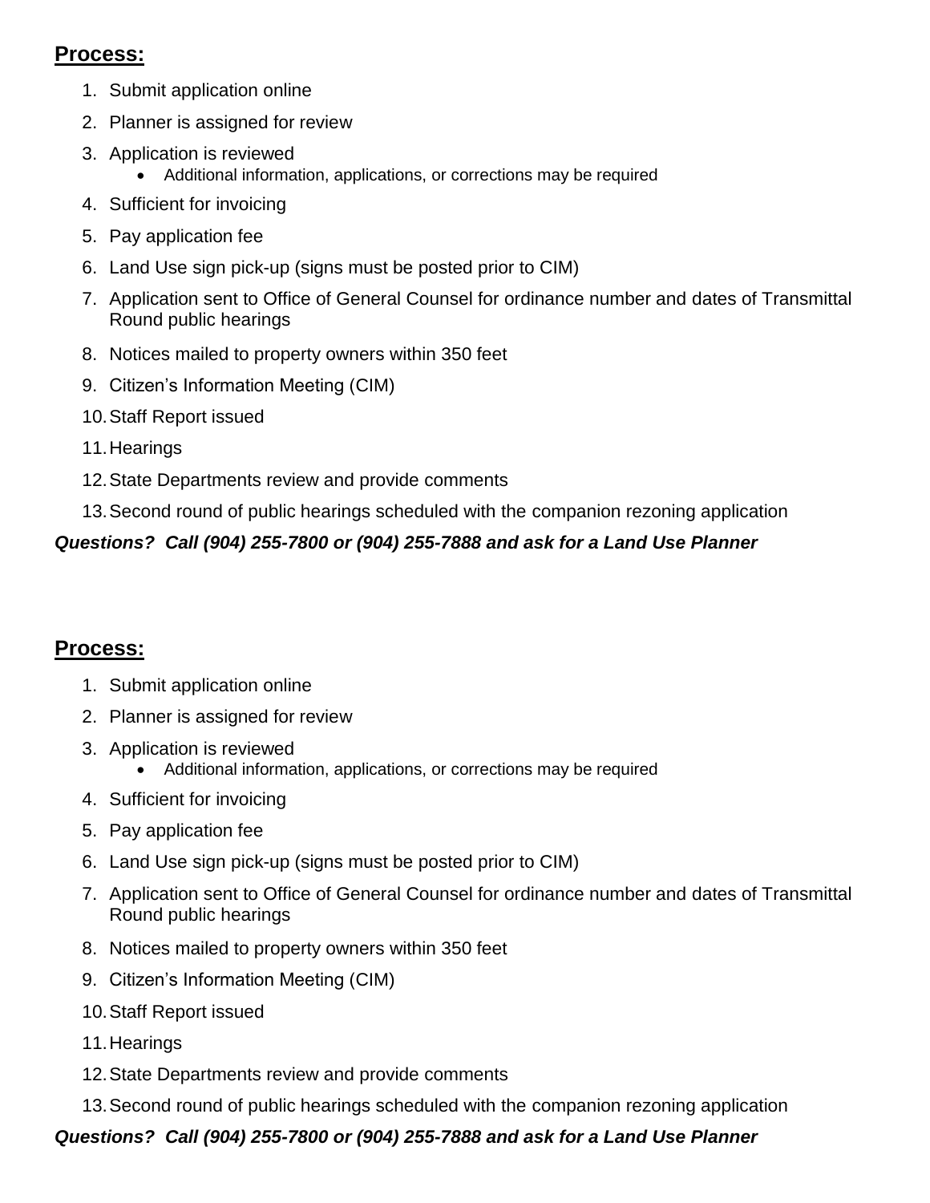## **Process:**

1. Submit application online
2. Planner is assigned for review
3. Application is reviewed
   - Additional information, applications, or corrections may be required
4. Sufficient for invoicing
5. Pay application fee
6. Land Use sign pick-up (signs must be posted prior to CIM)
7. Application sent to Office of General Counsel for ordinance number and dates of Transmittal Round public hearings
8. Notices mailed to property owners within 350 feet
9. Citizen's Information Meeting (CIM)
10. Staff Report issued
11. Hearings
12. State Departments review and provide comments
13. Second round of public hearings scheduled with the companion rezoning application

***Questions? Call (904) 255-7800 or (904) 255-7888 and ask for a Land Use Planner***

## **Process:**

1. Submit application online
2. Planner is assigned for review
3. Application is reviewed
   - Additional information, applications, or corrections may be required
4. Sufficient for invoicing
5. Pay application fee
6. Land Use sign pick-up (signs must be posted prior to CIM)
7. Application sent to Office of General Counsel for ordinance number and dates of Transmittal Round public hearings
8. Notices mailed to property owners within 350 feet
9. Citizen's Information Meeting (CIM)
10. Staff Report issued
11. Hearings
12. State Departments review and provide comments
13. Second round of public hearings scheduled with the companion rezoning application

***Questions? Call (904) 255-7800 or (904) 255-7888 and ask for a Land Use Planner***